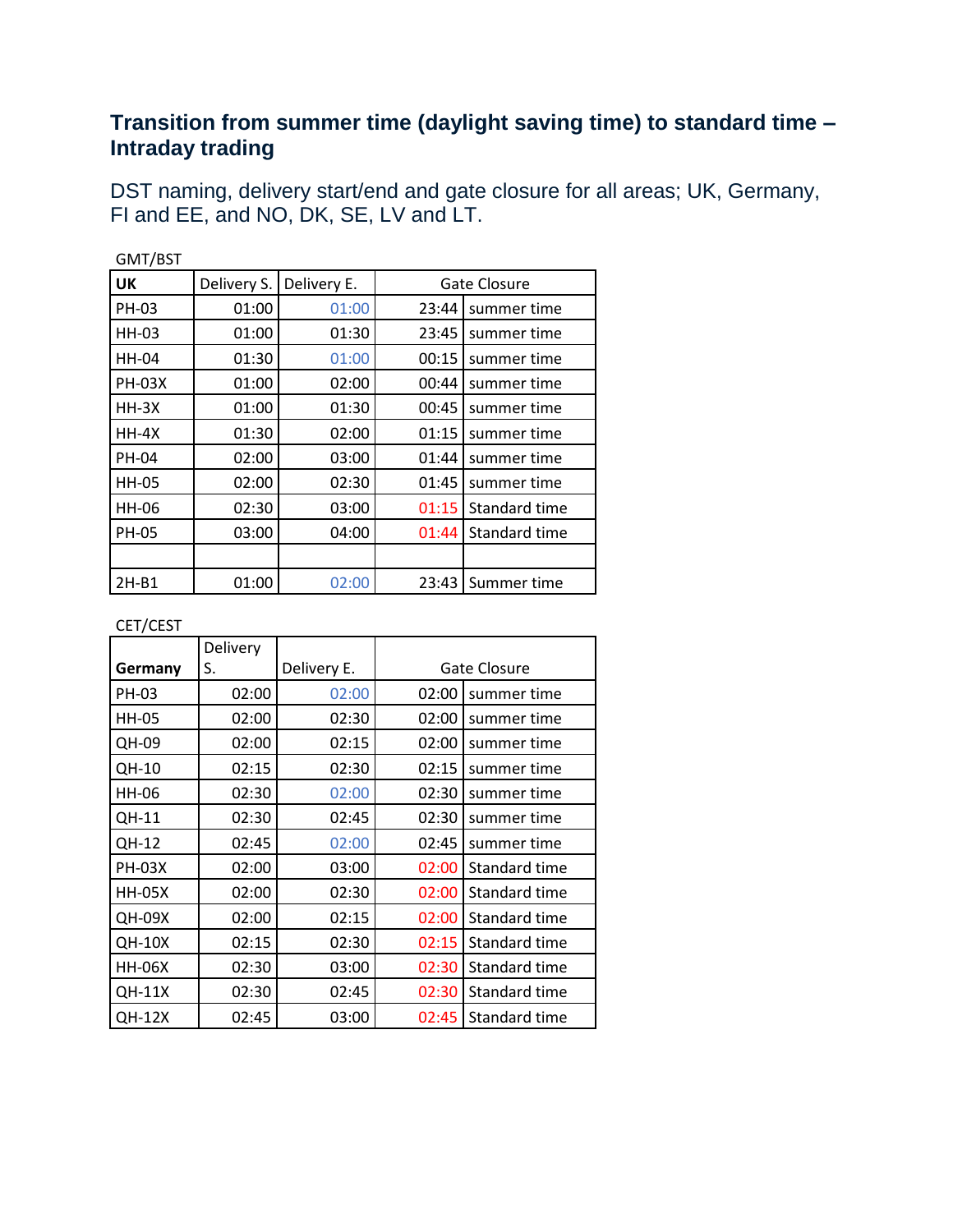# Transition from summer time (daylight saving time) to standard time – Intraday trading

DST naming, delivery start/end and gate closure for all areas; UK, Germany, FI and EE, and NO, DK, SE, LV and LT.

GMT/BST

| UK | Delivery S. | Delivery E. | Gate Closure | |
|---|---|---|---|---|
| PH-03 | 01:00 | 01:00 | 23:44 | summer time |
| HH-03 | 01:00 | 01:30 | 23:45 | summer time |
| HH-04 | 01:30 | 01:00 | 00:15 | summer time |
| PH-03X | 01:00 | 02:00 | 00:44 | summer time |
| HH-3X | 01:00 | 01:30 | 00:45 | summer time |
| HH-4X | 01:30 | 02:00 | 01:15 | summer time |
| PH-04 | 02:00 | 03:00 | 01:44 | summer time |
| HH-05 | 02:00 | 02:30 | 01:45 | summer time |
| HH-06 | 02:30 | 03:00 | 01:15 | Standard time |
| PH-05 | 03:00 | 04:00 | 01:44 | Standard time |
| | | | | |
| 2H-B1 | 01:00 | 02:00 | 23:43 | Summer time |

CET/CEST

| Germany | Delivery S. | Delivery E. | Gate Closure | |
|---|---|---|---|---|
| PH-03 | 02:00 | 02:00 | 02:00 | summer time |
| HH-05 | 02:00 | 02:30 | 02:00 | summer time |
| QH-09 | 02:00 | 02:15 | 02:00 | summer time |
| QH-10 | 02:15 | 02:30 | 02:15 | summer time |
| HH-06 | 02:30 | 02:00 | 02:30 | summer time |
| QH-11 | 02:30 | 02:45 | 02:30 | summer time |
| QH-12 | 02:45 | 02:00 | 02:45 | summer time |
| PH-03X | 02:00 | 03:00 | 02:00 | Standard time |
| HH-05X | 02:00 | 02:30 | 02:00 | Standard time |
| QH-09X | 02:00 | 02:15 | 02:00 | Standard time |
| QH-10X | 02:15 | 02:30 | 02:15 | Standard time |
| HH-06X | 02:30 | 03:00 | 02:30 | Standard time |
| QH-11X | 02:30 | 02:45 | 02:30 | Standard time |
| QH-12X | 02:45 | 03:00 | 02:45 | Standard time |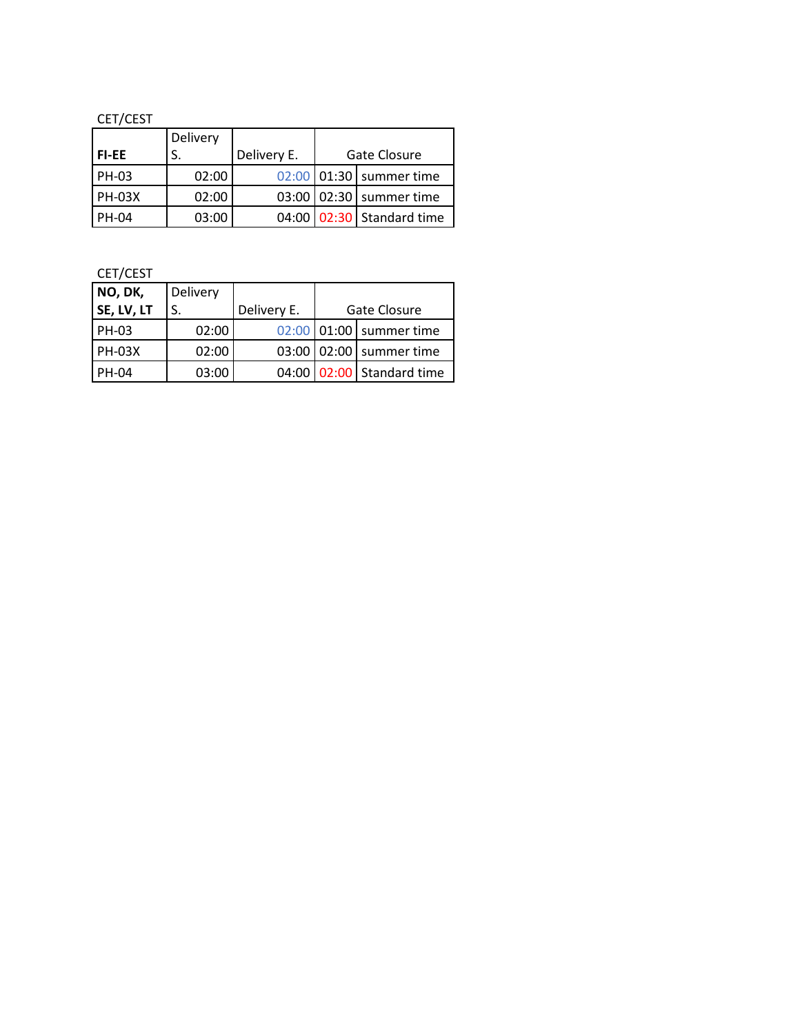CET/CEST

| FI-EE | Delivery S. | Delivery E. | Gate Closure | |
|---|---|---|---|---|
| PH-03 | 02:00 | 02:00 | 01:30 | summer time |
| PH-03X | 02:00 | 03:00 | 02:30 | summer time |
| PH-04 | 03:00 | 04:00 | 02:30 | Standard time |

CET/CEST

| NO, DK, SE, LV, LT | Delivery S. | Delivery E. | Gate Closure | |
|---|---|---|---|---|
| PH-03 | 02:00 | 02:00 | 01:00 | summer time |
| PH-03X | 02:00 | 03:00 | 02:00 | summer time |
| PH-04 | 03:00 | 04:00 | 02:00 | Standard time |